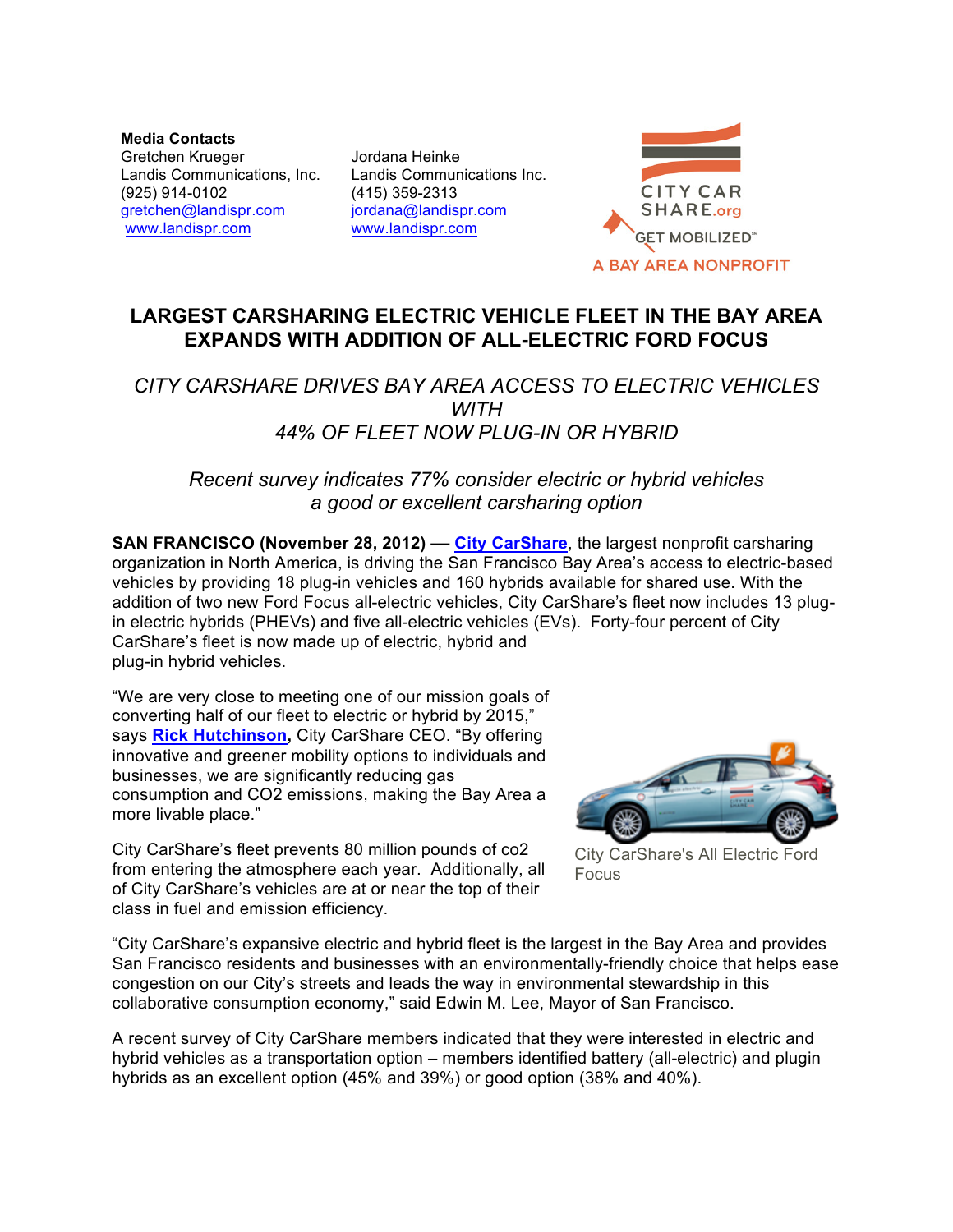**Media Contacts**

Gretchen Krueger
Landis Communications, Inc.
(925) 914-0102
gretchen@landispr.com
www.landispr.com

Jordana Heinke
Landis Communications Inc.
(415) 359-2313
jordana@landispr.com
www.landispr.com

CITY CAR SHARE.org
GET MOBILIZED℠
A BAY AREA NONPROFIT

# LARGEST CARSHARING ELECTRIC VEHICLE FLEET IN THE BAY AREA EXPANDS WITH ADDITION OF ALL-ELECTRIC FORD FOCUS

## *CITY CARSHARE DRIVES BAY AREA ACCESS TO ELECTRIC VEHICLES WITH 44% OF FLEET NOW PLUG-IN OR HYBRID*

*Recent survey indicates 77% consider electric or hybrid vehicles a good or excellent carsharing option*

**SAN FRANCISCO (November 28, 2012) –– City CarShare**, the largest nonprofit carsharing organization in North America, is driving the San Francisco Bay Area's access to electric-based vehicles by providing 18 plug-in vehicles and 160 hybrids available for shared use. With the addition of two new Ford Focus all-electric vehicles, City CarShare's fleet now includes 13 plug-in electric hybrids (PHEVs) and five all-electric vehicles (EVs). Forty-four percent of City CarShare's fleet is now made up of electric, hybrid and plug-in hybrid vehicles.

"We are very close to meeting one of our mission goals of converting half of our fleet to electric or hybrid by 2015," says **Rick Hutchinson,** City CarShare CEO. "By offering innovative and greener mobility options to individuals and businesses, we are significantly reducing gas consumption and CO2 emissions, making the Bay Area a more livable place."

City CarShare's All Electric Ford Focus

City CarShare's fleet prevents 80 million pounds of co2 from entering the atmosphere each year. Additionally, all of City CarShare's vehicles are at or near the top of their class in fuel and emission efficiency.

"City CarShare's expansive electric and hybrid fleet is the largest in the Bay Area and provides San Francisco residents and businesses with an environmentally-friendly choice that helps ease congestion on our City's streets and leads the way in environmental stewardship in this collaborative consumption economy," said Edwin M. Lee, Mayor of San Francisco.

A recent survey of City CarShare members indicated that they were interested in electric and hybrid vehicles as a transportation option – members identified battery (all-electric) and plugin hybrids as an excellent option (45% and 39%) or good option (38% and 40%).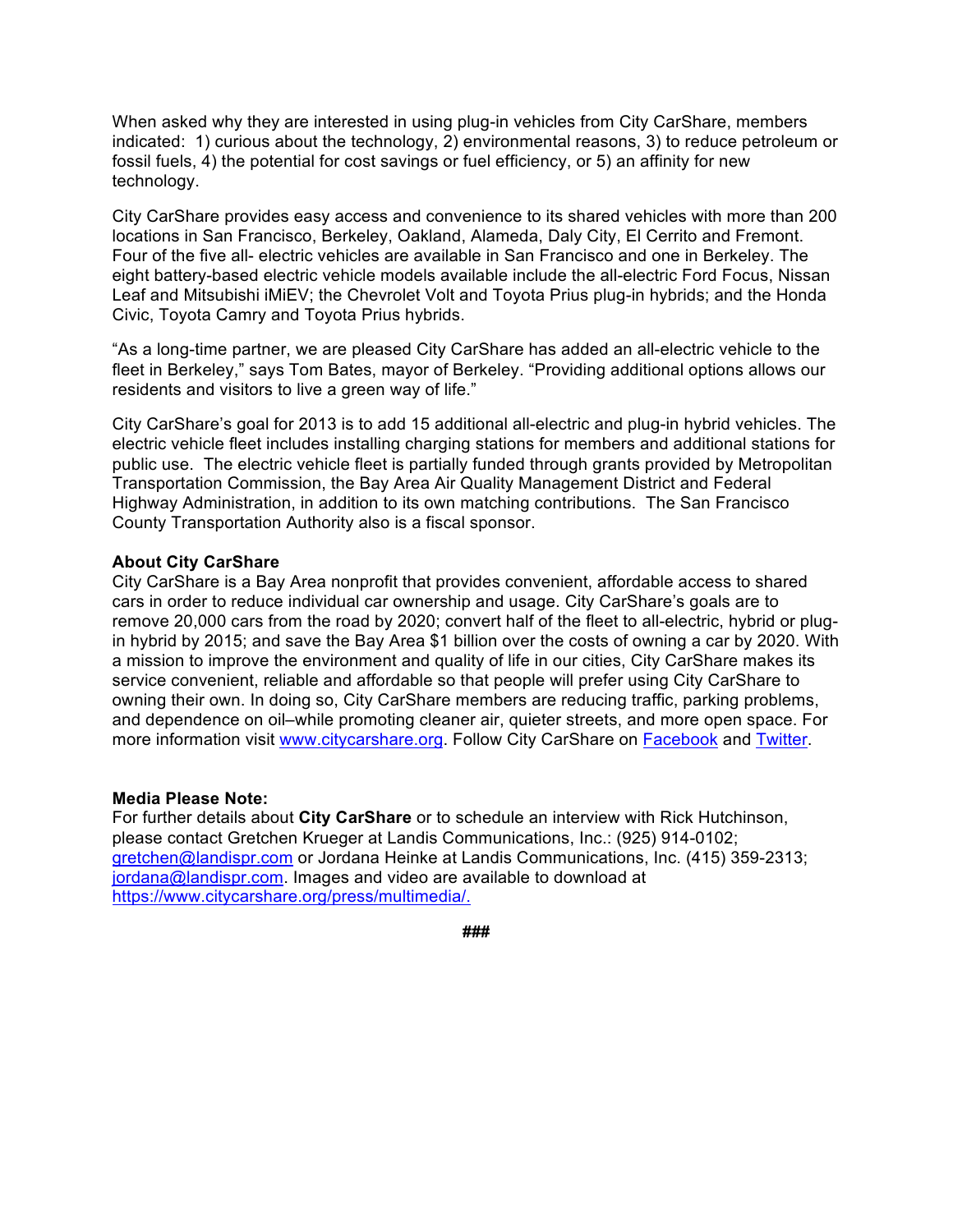When asked why they are interested in using plug-in vehicles from City CarShare, members indicated: 1) curious about the technology, 2) environmental reasons, 3) to reduce petroleum or fossil fuels, 4) the potential for cost savings or fuel efficiency, or 5) an affinity for new technology.

City CarShare provides easy access and convenience to its shared vehicles with more than 200 locations in San Francisco, Berkeley, Oakland, Alameda, Daly City, El Cerrito and Fremont. Four of the five all- electric vehicles are available in San Francisco and one in Berkeley. The eight battery-based electric vehicle models available include the all-electric Ford Focus, Nissan Leaf and Mitsubishi iMiEV; the Chevrolet Volt and Toyota Prius plug-in hybrids; and the Honda Civic, Toyota Camry and Toyota Prius hybrids.

"As a long-time partner, we are pleased City CarShare has added an all-electric vehicle to the fleet in Berkeley," says Tom Bates, mayor of Berkeley. "Providing additional options allows our residents and visitors to live a green way of life."

City CarShare's goal for 2013 is to add 15 additional all-electric and plug-in hybrid vehicles. The electric vehicle fleet includes installing charging stations for members and additional stations for public use. The electric vehicle fleet is partially funded through grants provided by Metropolitan Transportation Commission, the Bay Area Air Quality Management District and Federal Highway Administration, in addition to its own matching contributions. The San Francisco County Transportation Authority also is a fiscal sponsor.

**About City CarShare**
City CarShare is a Bay Area nonprofit that provides convenient, affordable access to shared cars in order to reduce individual car ownership and usage. City CarShare's goals are to remove 20,000 cars from the road by 2020; convert half of the fleet to all-electric, hybrid or plug-in hybrid by 2015; and save the Bay Area $1 billion over the costs of owning a car by 2020. With a mission to improve the environment and quality of life in our cities, City CarShare makes its service convenient, reliable and affordable so that people will prefer using City CarShare to owning their own. In doing so, City CarShare members are reducing traffic, parking problems, and dependence on oil–while promoting cleaner air, quieter streets, and more open space. For more information visit www.citycarshare.org. Follow City CarShare on Facebook and Twitter.

**Media Please Note:**
For further details about **City CarShare** or to schedule an interview with Rick Hutchinson, please contact Gretchen Krueger at Landis Communications, Inc.: (925) 914-0102; gretchen@landispr.com or Jordana Heinke at Landis Communications, Inc. (415) 359-2313; jordana@landispr.com. Images and video are available to download at https://www.citycarshare.org/press/multimedia/.

###